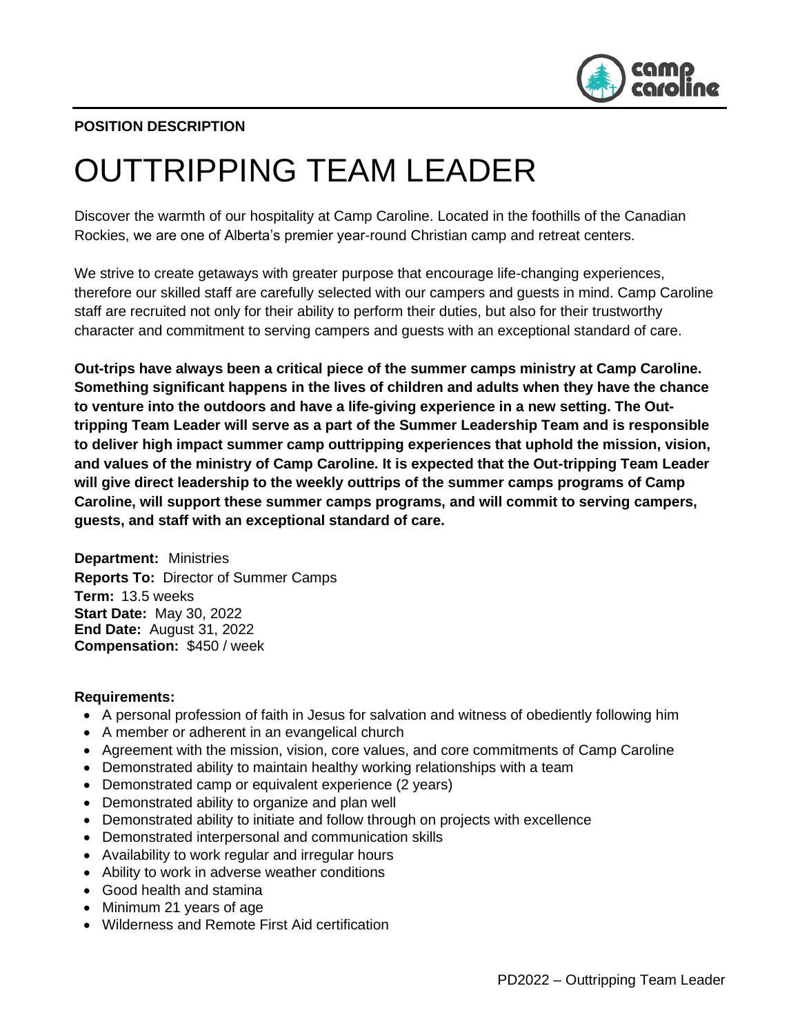**POSITION DESCRIPTION**

# OUTTRIPPING TEAM LEADER

Discover the warmth of our hospitality at Camp Caroline. Located in the foothills of the Canadian Rockies, we are one of Alberta's premier year-round Christian camp and retreat centers.

We strive to create getaways with greater purpose that encourage life-changing experiences, therefore our skilled staff are carefully selected with our campers and guests in mind. Camp Caroline staff are recruited not only for their ability to perform their duties, but also for their trustworthy character and commitment to serving campers and guests with an exceptional standard of care.

**Out-trips have always been a critical piece of the summer camps ministry at Camp Caroline. Something significant happens in the lives of children and adults when they have the chance to venture into the outdoors and have a life-giving experience in a new setting. The Out-tripping Team Leader will serve as a part of the Summer Leadership Team and is responsible to deliver high impact summer camp outtripping experiences that uphold the mission, vision, and values of the ministry of Camp Caroline. It is expected that the Out-tripping Team Leader will give direct leadership to the weekly outtrips of the summer camps programs of Camp Caroline, will support these summer camps programs, and will commit to serving campers, guests, and staff with an exceptional standard of care.**

**Department:** Ministries
**Reports To:** Director of Summer Camps
**Term:** 13.5 weeks
**Start Date:** May 30, 2022
**End Date:** August 31, 2022
**Compensation:** $450 / week

**Requirements:**

- A personal profession of faith in Jesus for salvation and witness of obediently following him
- A member or adherent in an evangelical church
- Agreement with the mission, vision, core values, and core commitments of Camp Caroline
- Demonstrated ability to maintain healthy working relationships with a team
- Demonstrated camp or equivalent experience (2 years)
- Demonstrated ability to organize and plan well
- Demonstrated ability to initiate and follow through on projects with excellence
- Demonstrated interpersonal and communication skills
- Availability to work regular and irregular hours
- Ability to work in adverse weather conditions
- Good health and stamina
- Minimum 21 years of age
- Wilderness and Remote First Aid certification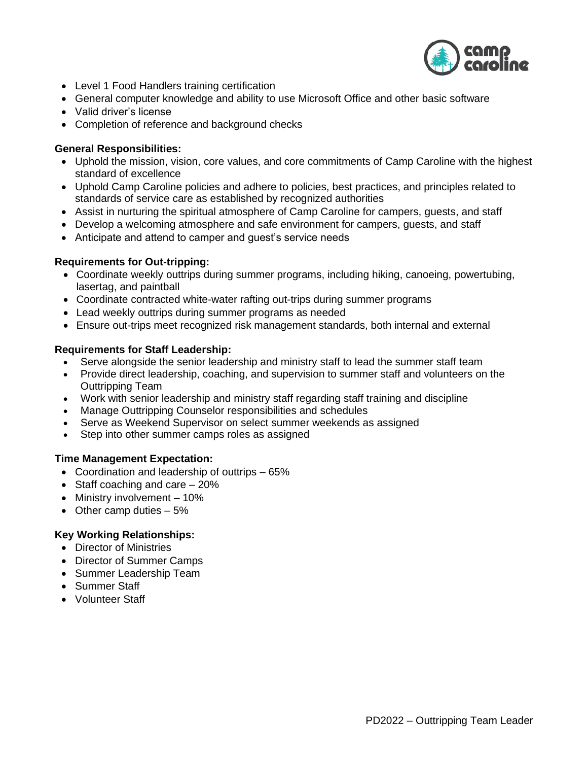- Level 1 Food Handlers training certification
- General computer knowledge and ability to use Microsoft Office and other basic software
- Valid driver's license
- Completion of reference and background checks

**General Responsibilities:**

- Uphold the mission, vision, core values, and core commitments of Camp Caroline with the highest standard of excellence
- Uphold Camp Caroline policies and adhere to policies, best practices, and principles related to standards of service care as established by recognized authorities
- Assist in nurturing the spiritual atmosphere of Camp Caroline for campers, guests, and staff
- Develop a welcoming atmosphere and safe environment for campers, guests, and staff
- Anticipate and attend to camper and guest's service needs

**Requirements for Out-tripping:**

- Coordinate weekly outtrips during summer programs, including hiking, canoeing, powertubing, lasertag, and paintball
- Coordinate contracted white-water rafting out-trips during summer programs
- Lead weekly outtrips during summer programs as needed
- Ensure out-trips meet recognized risk management standards, both internal and external

**Requirements for Staff Leadership:**

- Serve alongside the senior leadership and ministry staff to lead the summer staff team
- Provide direct leadership, coaching, and supervision to summer staff and volunteers on the Outtripping Team
- Work with senior leadership and ministry staff regarding staff training and discipline
- Manage Outtripping Counselor responsibilities and schedules
- Serve as Weekend Supervisor on select summer weekends as assigned
- Step into other summer camps roles as assigned

**Time Management Expectation:**

- Coordination and leadership of outtrips – 65%
- Staff coaching and care – 20%
- Ministry involvement – 10%
- Other camp duties – 5%

**Key Working Relationships:**

- Director of Ministries
- Director of Summer Camps
- Summer Leadership Team
- Summer Staff
- Volunteer Staff

PD2022 – Outtripping Team Leader